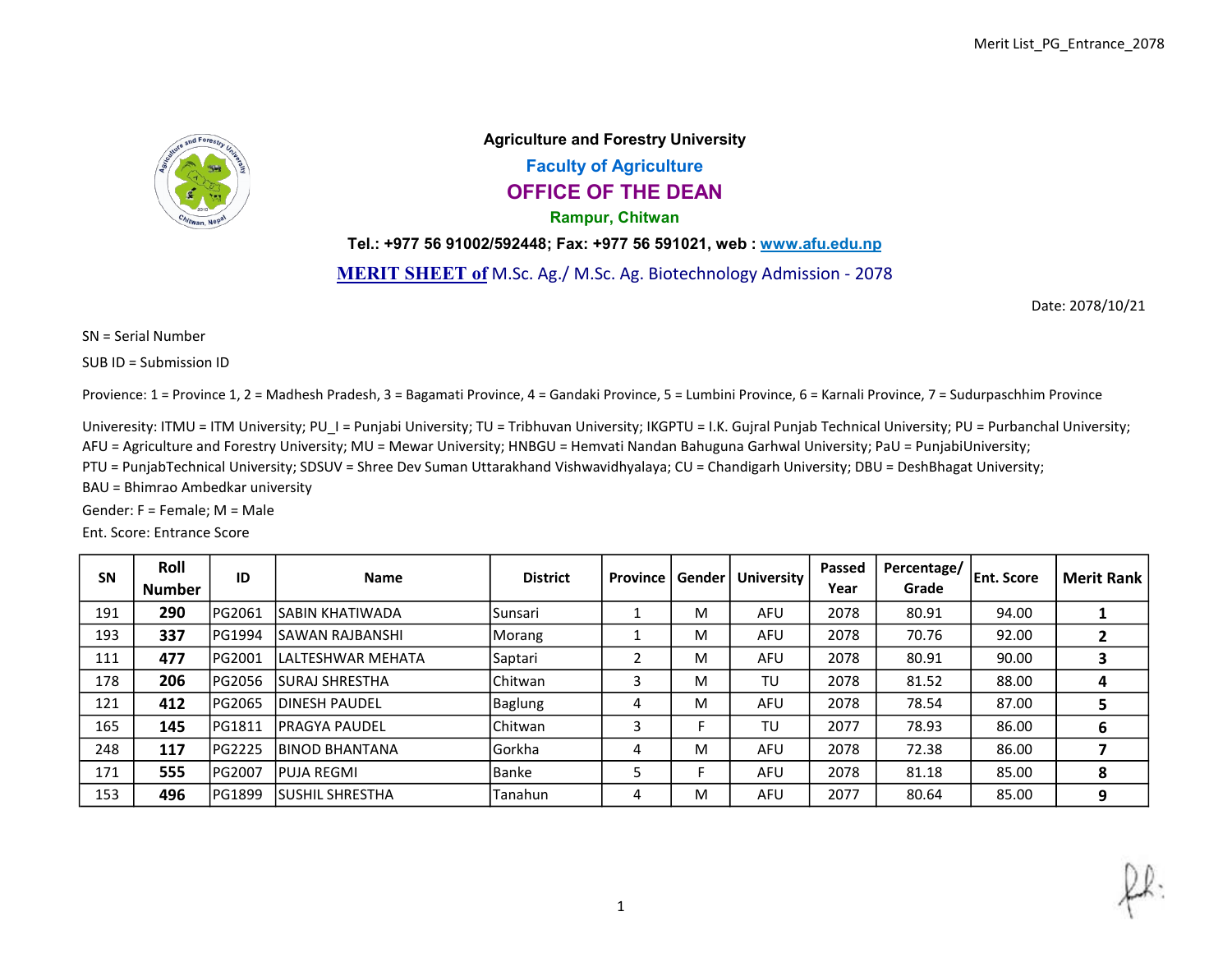**Agriculture and Forestry University**

**Faculty of Agriculture**

## OFFICE OF THE DEAN

**Rampur, Chitwan**

**Tel.: +977 56 91002/592448; Fax: +977 56 591021, web : www.afu.edu.np**

**MERIT SHEET of** M.Sc. Ag./ M.Sc. Ag. Biotechnology Admission - 2078

Date: 2078/10/21

SN = Serial Number

SUB ID = Submission ID

Provience: 1 = Province 1, 2 = Madhesh Pradesh, 3 = Bagamati Province, 4 = Gandaki Province, 5 = Lumbini Province, 6 = Karnali Province, 7 = Sudurpaschhim Province

Univeresity: ITMU = ITM University; PU_I = Punjabi University; TU = Tribhuvan University; IKGPTU = I.K. Gujral Punjab Technical University; PU = Purbanchal University; AFU = Agriculture and Forestry University; MU = Mewar University; HNBGU = Hemvati Nandan Bahuguna Garhwal University; PaU = PunjabiUniversity; PTU = PunjabTechnical University; SDSUV = Shree Dev Suman Uttarakhand Vishwavidhyalaya; CU = Chandigarh University; DBU = DeshBhagat University; BAU = Bhimrao Ambedkar university

Gender: F = Female; M = Male

Ent. Score: Entrance Score

| SN | Roll Number | ID | Name | District | Province | Gender | University | Passed Year | Percentage/ Grade | Ent. Score | Merit Rank |
|---|---|---|---|---|---|---|---|---|---|---|---|
| 191 | **290** | PG2061 | SABIN KHATIWADA | Sunsari | 1 | M | AFU | 2078 | 80.91 | 94.00 | **1** |
| 193 | **337** | PG1994 | SAWAN RAJBANSHI | Morang | 1 | M | AFU | 2078 | 70.76 | 92.00 | **2** |
| 111 | **477** | PG2001 | LALTESHWAR MEHATA | Saptari | 2 | M | AFU | 2078 | 80.91 | 90.00 | **3** |
| 178 | **206** | PG2056 | SURAJ SHRESTHA | Chitwan | 3 | M | TU | 2078 | 81.52 | 88.00 | **4** |
| 121 | **412** | PG2065 | DINESH PAUDEL | Baglung | 4 | M | AFU | 2078 | 78.54 | 87.00 | **5** |
| 165 | **145** | PG1811 | PRAGYA PAUDEL | Chitwan | 3 | F | TU | 2077 | 78.93 | 86.00 | **6** |
| 248 | **117** | PG2225 | BINOD BHANTANA | Gorkha | 4 | M | AFU | 2078 | 72.38 | 86.00 | **7** |
| 171 | **555** | PG2007 | PUJA REGMI | Banke | 5 | F | AFU | 2078 | 81.18 | 85.00 | **8** |
| 153 | **496** | PG1899 | SUSHIL SHRESTHA | Tanahun | 4 | M | AFU | 2077 | 80.64 | 85.00 | **9** |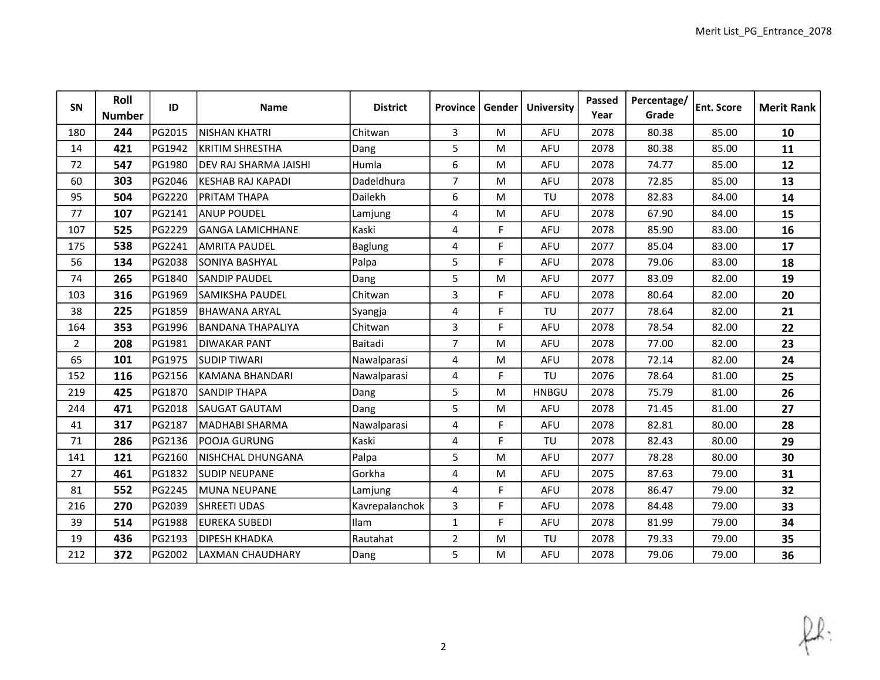| SN | Roll Number | ID | Name | District | Province | Gender | University | Passed Year | Percentage/ Grade | Ent. Score | Merit Rank |
|---|---|---|---|---|---|---|---|---|---|---|---|
| 180 | **244** | PG2015 | NISHAN KHATRI | Chitwan | 3 | M | AFU | 2078 | 80.38 | 85.00 | **10** |
| 14 | **421** | PG1942 | KRITIM SHRESTHA | Dang | 5 | M | AFU | 2078 | 80.38 | 85.00 | **11** |
| 72 | **547** | PG1980 | DEV RAJ SHARMA JAISHI | Humla | 6 | M | AFU | 2078 | 74.77 | 85.00 | **12** |
| 60 | **303** | PG2046 | KESHAB RAJ KAPADI | Dadeldhura | 7 | M | AFU | 2078 | 72.85 | 85.00 | **13** |
| 95 | **504** | PG2220 | PRITAM THAPA | Dailekh | 6 | M | TU | 2078 | 82.83 | 84.00 | **14** |
| 77 | **107** | PG2141 | ANUP POUDEL | Lamjung | 4 | M | AFU | 2078 | 67.90 | 84.00 | **15** |
| 107 | **525** | PG2229 | GANGA LAMICHHANE | Kaski | 4 | F | AFU | 2078 | 85.90 | 83.00 | **16** |
| 175 | **538** | PG2241 | AMRITA PAUDEL | Baglung | 4 | F | AFU | 2077 | 85.04 | 83.00 | **17** |
| 56 | **134** | PG2038 | SONIYA BASHYAL | Palpa | 5 | F | AFU | 2078 | 79.06 | 83.00 | **18** |
| 74 | **265** | PG1840 | SANDIP PAUDEL | Dang | 5 | M | AFU | 2077 | 83.09 | 82.00 | **19** |
| 103 | **316** | PG1969 | SAMIKSHA PAUDEL | Chitwan | 3 | F | AFU | 2078 | 80.64 | 82.00 | **20** |
| 38 | **225** | PG1859 | BHAWANA ARYAL | Syangja | 4 | F | TU | 2077 | 78.64 | 82.00 | **21** |
| 164 | **353** | PG1996 | BANDANA THAPALIYA | Chitwan | 3 | F | AFU | 2078 | 78.54 | 82.00 | **22** |
| 2 | **208** | PG1981 | DIWAKAR PANT | Baitadi | 7 | M | AFU | 2078 | 77.00 | 82.00 | **23** |
| 65 | **101** | PG1975 | SUDIP TIWARI | Nawalparasi | 4 | M | AFU | 2078 | 72.14 | 82.00 | **24** |
| 152 | **116** | PG2156 | KAMANA BHANDARI | Nawalparasi | 4 | F | TU | 2076 | 78.64 | 81.00 | **25** |
| 219 | **425** | PG1870 | SANDIP THAPA | Dang | 5 | M | HNBGU | 2078 | 75.79 | 81.00 | **26** |
| 244 | **471** | PG2018 | SAUGAT GAUTAM | Dang | 5 | M | AFU | 2078 | 71.45 | 81.00 | **27** |
| 41 | **317** | PG2187 | MADHABI SHARMA | Nawalparasi | 4 | F | AFU | 2078 | 82.81 | 80.00 | **28** |
| 71 | **286** | PG2136 | POOJA GURUNG | Kaski | 4 | F | TU | 2078 | 82.43 | 80.00 | **29** |
| 141 | **121** | PG2160 | NISHCHAL DHUNGANA | Palpa | 5 | M | AFU | 2077 | 78.28 | 80.00 | **30** |
| 27 | **461** | PG1832 | SUDIP NEUPANE | Gorkha | 4 | M | AFU | 2075 | 87.63 | 79.00 | **31** |
| 81 | **552** | PG2245 | MUNA NEUPANE | Lamjung | 4 | F | AFU | 2078 | 86.47 | 79.00 | **32** |
| 216 | **270** | PG2039 | SHREETI UDAS | Kavrepalanchok | 3 | F | AFU | 2078 | 84.48 | 79.00 | **33** |
| 39 | **514** | PG1988 | EUREKA SUBEDI | Ilam | 1 | F | AFU | 2078 | 81.99 | 79.00 | **34** |
| 19 | **436** | PG2193 | DIPESH KHADKA | Rautahat | 2 | M | TU | 2078 | 79.33 | 79.00 | **35** |
| 212 | **372** | PG2002 | LAXMAN CHAUDHARY | Dang | 5 | M | AFU | 2078 | 79.06 | 79.00 | **36** |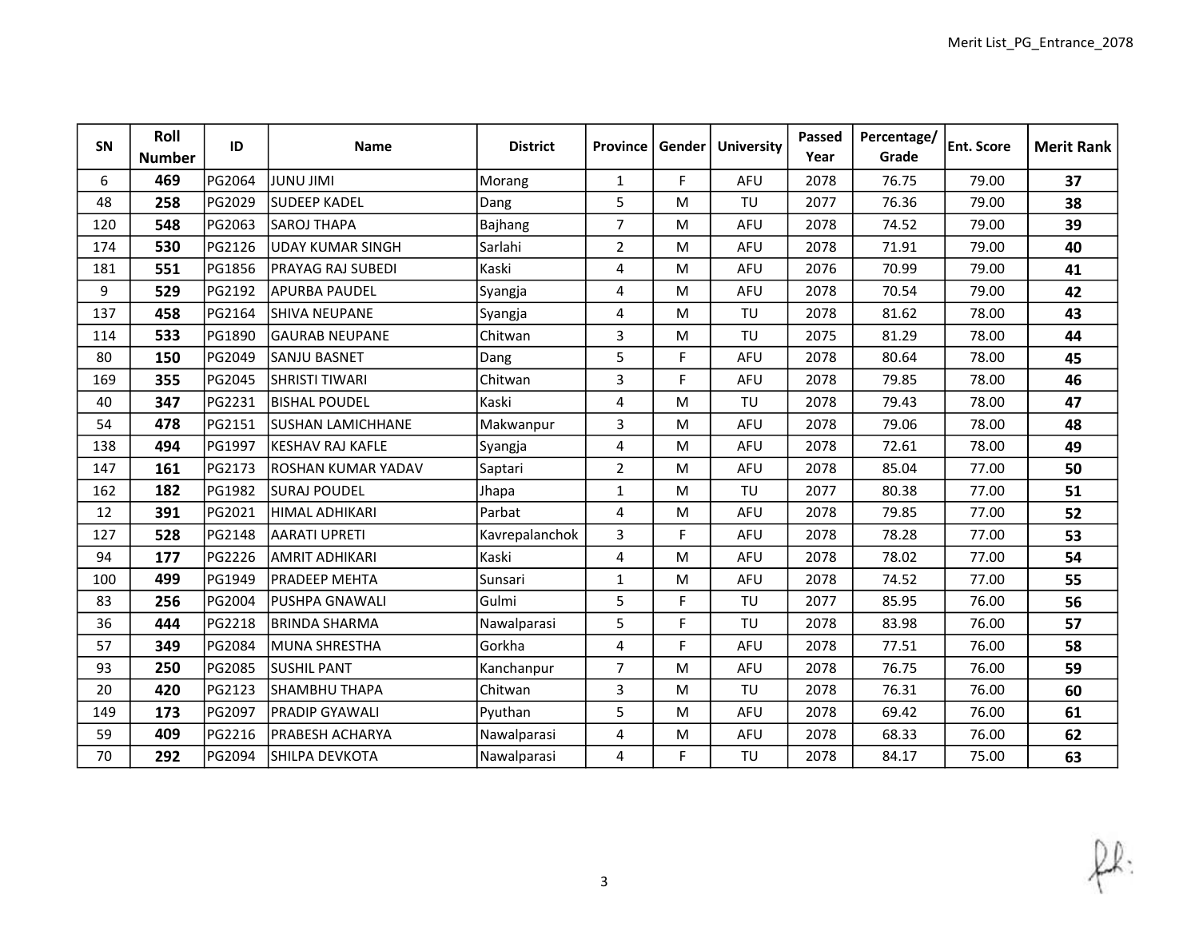| SN | Roll Number | ID | Name | District | Province | Gender | University | Passed Year | Percentage/ Grade | Ent. Score | Merit Rank |
|---|---|---|---|---|---|---|---|---|---|---|---|
| 6 | **469** | PG2064 | JUNU JIMI | Morang | 1 | F | AFU | 2078 | 76.75 | 79.00 | **37** |
| 48 | **258** | PG2029 | SUDEEP KADEL | Dang | 5 | M | TU | 2077 | 76.36 | 79.00 | **38** |
| 120 | **548** | PG2063 | SAROJ THAPA | Bajhang | 7 | M | AFU | 2078 | 74.52 | 79.00 | **39** |
| 174 | **530** | PG2126 | UDAY KUMAR SINGH | Sarlahi | 2 | M | AFU | 2078 | 71.91 | 79.00 | **40** |
| 181 | **551** | PG1856 | PRAYAG RAJ SUBEDI | Kaski | 4 | M | AFU | 2076 | 70.99 | 79.00 | **41** |
| 9 | **529** | PG2192 | APURBA PAUDEL | Syangja | 4 | M | AFU | 2078 | 70.54 | 79.00 | **42** |
| 137 | **458** | PG2164 | SHIVA NEUPANE | Syangja | 4 | M | TU | 2078 | 81.62 | 78.00 | **43** |
| 114 | **533** | PG1890 | GAURAB NEUPANE | Chitwan | 3 | M | TU | 2075 | 81.29 | 78.00 | **44** |
| 80 | **150** | PG2049 | SANJU BASNET | Dang | 5 | F | AFU | 2078 | 80.64 | 78.00 | **45** |
| 169 | **355** | PG2045 | SHRISTI TIWARI | Chitwan | 3 | F | AFU | 2078 | 79.85 | 78.00 | **46** |
| 40 | **347** | PG2231 | BISHAL POUDEL | Kaski | 4 | M | TU | 2078 | 79.43 | 78.00 | **47** |
| 54 | **478** | PG2151 | SUSHAN LAMICHHANE | Makwanpur | 3 | M | AFU | 2078 | 79.06 | 78.00 | **48** |
| 138 | **494** | PG1997 | KESHAV RAJ KAFLE | Syangja | 4 | M | AFU | 2078 | 72.61 | 78.00 | **49** |
| 147 | **161** | PG2173 | ROSHAN KUMAR YADAV | Saptari | 2 | M | AFU | 2078 | 85.04 | 77.00 | **50** |
| 162 | **182** | PG1982 | SURAJ POUDEL | Jhapa | 1 | M | TU | 2077 | 80.38 | 77.00 | **51** |
| 12 | **391** | PG2021 | HIMAL ADHIKARI | Parbat | 4 | M | AFU | 2078 | 79.85 | 77.00 | **52** |
| 127 | **528** | PG2148 | AARATI UPRETI | Kavrepalanchok | 3 | F | AFU | 2078 | 78.28 | 77.00 | **53** |
| 94 | **177** | PG2226 | AMRIT ADHIKARI | Kaski | 4 | M | AFU | 2078 | 78.02 | 77.00 | **54** |
| 100 | **499** | PG1949 | PRADEEP MEHTA | Sunsari | 1 | M | AFU | 2078 | 74.52 | 77.00 | **55** |
| 83 | **256** | PG2004 | PUSHPA GNAWALI | Gulmi | 5 | F | TU | 2077 | 85.95 | 76.00 | **56** |
| 36 | **444** | PG2218 | BRINDA SHARMA | Nawalparasi | 5 | F | TU | 2078 | 83.98 | 76.00 | **57** |
| 57 | **349** | PG2084 | MUNA SHRESTHA | Gorkha | 4 | F | AFU | 2078 | 77.51 | 76.00 | **58** |
| 93 | **250** | PG2085 | SUSHIL PANT | Kanchanpur | 7 | M | AFU | 2078 | 76.75 | 76.00 | **59** |
| 20 | **420** | PG2123 | SHAMBHU THAPA | Chitwan | 3 | M | TU | 2078 | 76.31 | 76.00 | **60** |
| 149 | **173** | PG2097 | PRADIP GYAWALI | Pyuthan | 5 | M | AFU | 2078 | 69.42 | 76.00 | **61** |
| 59 | **409** | PG2216 | PRABESH ACHARYA | Nawalparasi | 4 | M | AFU | 2078 | 68.33 | 76.00 | **62** |
| 70 | **292** | PG2094 | SHILPA DEVKOTA | Nawalparasi | 4 | F | TU | 2078 | 84.17 | 75.00 | **63** |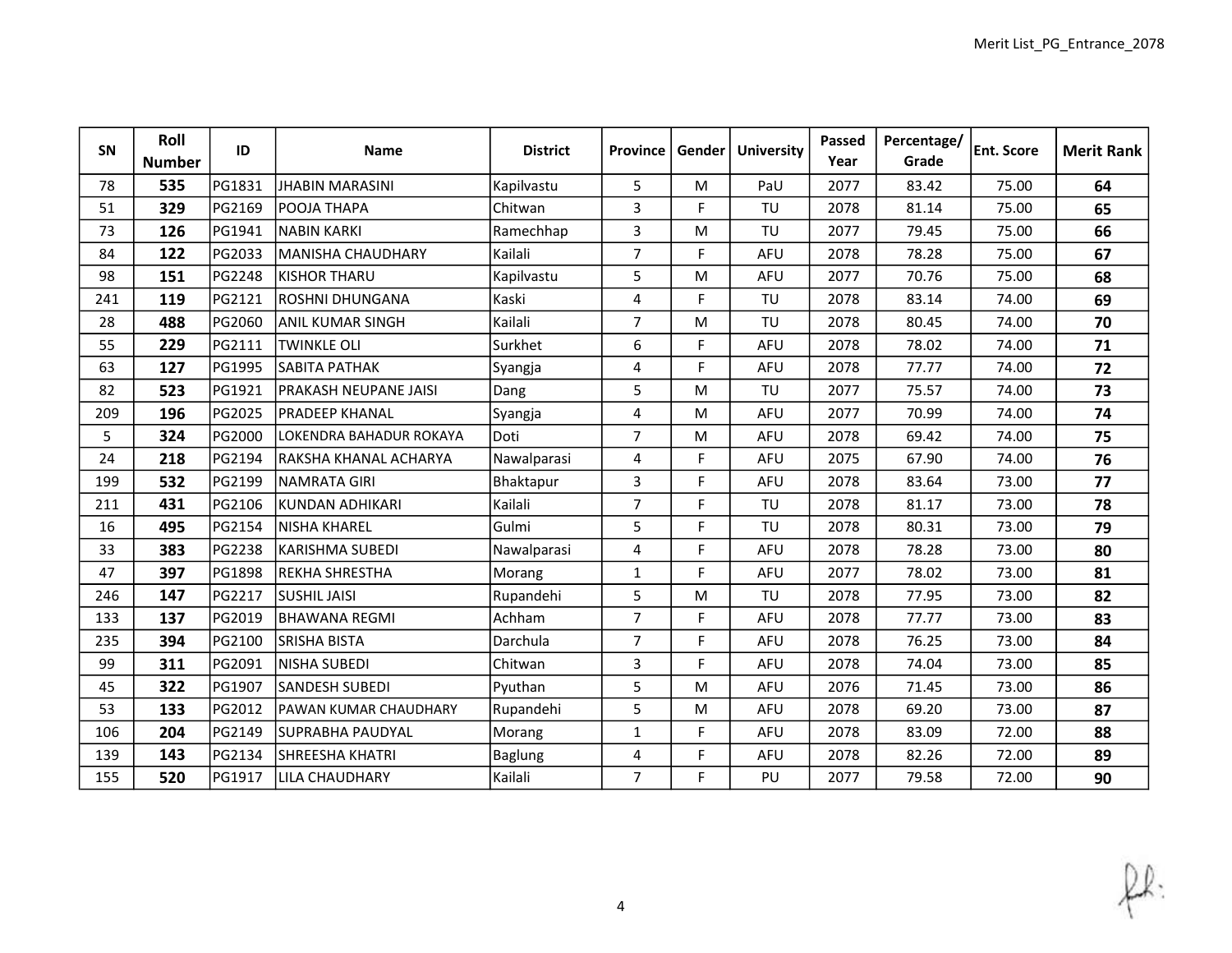| SN | Roll Number | ID | Name | District | Province | Gender | University | Passed Year | Percentage/ Grade | Ent. Score | Merit Rank |
|---|---|---|---|---|---|---|---|---|---|---|---|
| 78 | **535** | PG1831 | JHABIN MARASINI | Kapilvastu | 5 | M | PaU | 2077 | 83.42 | 75.00 | **64** |
| 51 | **329** | PG2169 | POOJA THAPA | Chitwan | 3 | F | TU | 2078 | 81.14 | 75.00 | **65** |
| 73 | **126** | PG1941 | NABIN KARKI | Ramechhap | 3 | M | TU | 2077 | 79.45 | 75.00 | **66** |
| 84 | **122** | PG2033 | MANISHA CHAUDHARY | Kailali | 7 | F | AFU | 2078 | 78.28 | 75.00 | **67** |
| 98 | **151** | PG2248 | KISHOR THARU | Kapilvastu | 5 | M | AFU | 2077 | 70.76 | 75.00 | **68** |
| 241 | **119** | PG2121 | ROSHNI DHUNGANA | Kaski | 4 | F | TU | 2078 | 83.14 | 74.00 | **69** |
| 28 | **488** | PG2060 | ANIL KUMAR SINGH | Kailali | 7 | M | TU | 2078 | 80.45 | 74.00 | **70** |
| 55 | **229** | PG2111 | TWINKLE OLI | Surkhet | 6 | F | AFU | 2078 | 78.02 | 74.00 | **71** |
| 63 | **127** | PG1995 | SABITA PATHAK | Syangja | 4 | F | AFU | 2078 | 77.77 | 74.00 | **72** |
| 82 | **523** | PG1921 | PRAKASH NEUPANE JAISI | Dang | 5 | M | TU | 2077 | 75.57 | 74.00 | **73** |
| 209 | **196** | PG2025 | PRADEEP KHANAL | Syangja | 4 | M | AFU | 2077 | 70.99 | 74.00 | **74** |
| 5 | **324** | PG2000 | LOKENDRA BAHADUR ROKAYA | Doti | 7 | M | AFU | 2078 | 69.42 | 74.00 | **75** |
| 24 | **218** | PG2194 | RAKSHA KHANAL ACHARYA | Nawalparasi | 4 | F | AFU | 2075 | 67.90 | 74.00 | **76** |
| 199 | **532** | PG2199 | NAMRATA GIRI | Bhaktapur | 3 | F | AFU | 2078 | 83.64 | 73.00 | **77** |
| 211 | **431** | PG2106 | KUNDAN ADHIKARI | Kailali | 7 | F | TU | 2078 | 81.17 | 73.00 | **78** |
| 16 | **495** | PG2154 | NISHA KHAREL | Gulmi | 5 | F | TU | 2078 | 80.31 | 73.00 | **79** |
| 33 | **383** | PG2238 | KARISHMA SUBEDI | Nawalparasi | 4 | F | AFU | 2078 | 78.28 | 73.00 | **80** |
| 47 | **397** | PG1898 | REKHA SHRESTHA | Morang | 1 | F | AFU | 2077 | 78.02 | 73.00 | **81** |
| 246 | **147** | PG2217 | SUSHIL JAISI | Rupandehi | 5 | M | TU | 2078 | 77.95 | 73.00 | **82** |
| 133 | **137** | PG2019 | BHAWANA REGMI | Achham | 7 | F | AFU | 2078 | 77.77 | 73.00 | **83** |
| 235 | **394** | PG2100 | SRISHA BISTA | Darchula | 7 | F | AFU | 2078 | 76.25 | 73.00 | **84** |
| 99 | **311** | PG2091 | NISHA SUBEDI | Chitwan | 3 | F | AFU | 2078 | 74.04 | 73.00 | **85** |
| 45 | **322** | PG1907 | SANDESH SUBEDI | Pyuthan | 5 | M | AFU | 2076 | 71.45 | 73.00 | **86** |
| 53 | **133** | PG2012 | PAWAN KUMAR CHAUDHARY | Rupandehi | 5 | M | AFU | 2078 | 69.20 | 73.00 | **87** |
| 106 | **204** | PG2149 | SUPRABHA PAUDYAL | Morang | 1 | F | AFU | 2078 | 83.09 | 72.00 | **88** |
| 139 | **143** | PG2134 | SHREESHA KHATRI | Baglung | 4 | F | AFU | 2078 | 82.26 | 72.00 | **89** |
| 155 | **520** | PG1917 | LILA CHAUDHARY | Kailali | 7 | F | PU | 2077 | 79.58 | 72.00 | **90** |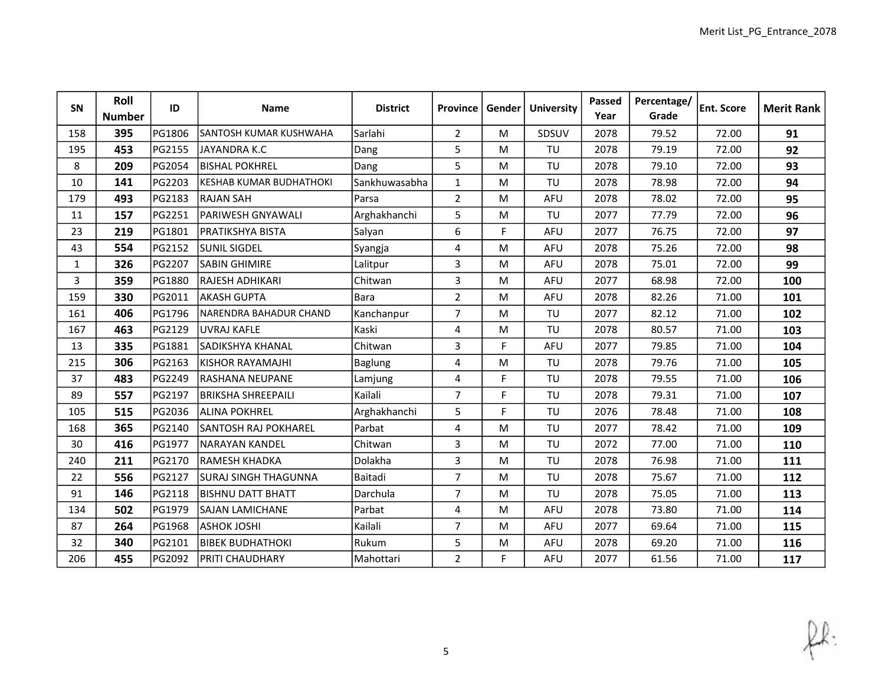| SN | Roll Number | ID | Name | District | Province | Gender | University | Passed Year | Percentage/ Grade | Ent. Score | Merit Rank |
|---|---|---|---|---|---|---|---|---|---|---|---|
| 158 | **395** | PG1806 | SANTOSH KUMAR KUSHWAHA | Sarlahi | 2 | M | SDSUV | 2078 | 79.52 | 72.00 | **91** |
| 195 | **453** | PG2155 | JAYANDRA K.C | Dang | 5 | M | TU | 2078 | 79.19 | 72.00 | **92** |
| 8 | **209** | PG2054 | BISHAL POKHREL | Dang | 5 | M | TU | 2078 | 79.10 | 72.00 | **93** |
| 10 | **141** | PG2203 | KESHAB KUMAR BUDHATHOKI | Sankhuwasabha | 1 | M | TU | 2078 | 78.98 | 72.00 | **94** |
| 179 | **493** | PG2183 | RAJAN SAH | Parsa | 2 | M | AFU | 2078 | 78.02 | 72.00 | **95** |
| 11 | **157** | PG2251 | PARIWESH GNYAWALI | Arghakhanchi | 5 | M | TU | 2077 | 77.79 | 72.00 | **96** |
| 23 | **219** | PG1801 | PRATIKSHYA BISTA | Salyan | 6 | F | AFU | 2077 | 76.75 | 72.00 | **97** |
| 43 | **554** | PG2152 | SUNIL SIGDEL | Syangja | 4 | M | AFU | 2078 | 75.26 | 72.00 | **98** |
| 1 | **326** | PG2207 | SABIN GHIMIRE | Lalitpur | 3 | M | AFU | 2078 | 75.01 | 72.00 | **99** |
| 3 | **359** | PG1880 | RAJESH ADHIKARI | Chitwan | 3 | M | AFU | 2077 | 68.98 | 72.00 | **100** |
| 159 | **330** | PG2011 | AKASH GUPTA | Bara | 2 | M | AFU | 2078 | 82.26 | 71.00 | **101** |
| 161 | **406** | PG1796 | NARENDRA BAHADUR CHAND | Kanchanpur | 7 | M | TU | 2077 | 82.12 | 71.00 | **102** |
| 167 | **463** | PG2129 | UVRAJ KAFLE | Kaski | 4 | M | TU | 2078 | 80.57 | 71.00 | **103** |
| 13 | **335** | PG1881 | SADIKSHYA KHANAL | Chitwan | 3 | F | AFU | 2077 | 79.85 | 71.00 | **104** |
| 215 | **306** | PG2163 | KISHOR RAYAMAJHI | Baglung | 4 | M | TU | 2078 | 79.76 | 71.00 | **105** |
| 37 | **483** | PG2249 | RASHANA NEUPANE | Lamjung | 4 | F | TU | 2078 | 79.55 | 71.00 | **106** |
| 89 | **557** | PG2197 | BRIKSHA SHREEPAILI | Kailali | 7 | F | TU | 2078 | 79.31 | 71.00 | **107** |
| 105 | **515** | PG2036 | ALINA POKHREL | Arghakhanchi | 5 | F | TU | 2076 | 78.48 | 71.00 | **108** |
| 168 | **365** | PG2140 | SANTOSH RAJ POKHAREL | Parbat | 4 | M | TU | 2077 | 78.42 | 71.00 | **109** |
| 30 | **416** | PG1977 | NARAYAN KANDEL | Chitwan | 3 | M | TU | 2072 | 77.00 | 71.00 | **110** |
| 240 | **211** | PG2170 | RAMESH KHADKA | Dolakha | 3 | M | TU | 2078 | 76.98 | 71.00 | **111** |
| 22 | **556** | PG2127 | SURAJ SINGH THAGUNNA | Baitadi | 7 | M | TU | 2078 | 75.67 | 71.00 | **112** |
| 91 | **146** | PG2118 | BISHNU DATT BHATT | Darchula | 7 | M | TU | 2078 | 75.05 | 71.00 | **113** |
| 134 | **502** | PG1979 | SAJAN LAMICHANE | Parbat | 4 | M | AFU | 2078 | 73.80 | 71.00 | **114** |
| 87 | **264** | PG1968 | ASHOK JOSHI | Kailali | 7 | M | AFU | 2077 | 69.64 | 71.00 | **115** |
| 32 | **340** | PG2101 | BIBEK BUDHATHOKI | Rukum | 5 | M | AFU | 2078 | 69.20 | 71.00 | **116** |
| 206 | **455** | PG2092 | PRITI CHAUDHARY | Mahottari | 2 | F | AFU | 2077 | 61.56 | 71.00 | **117** |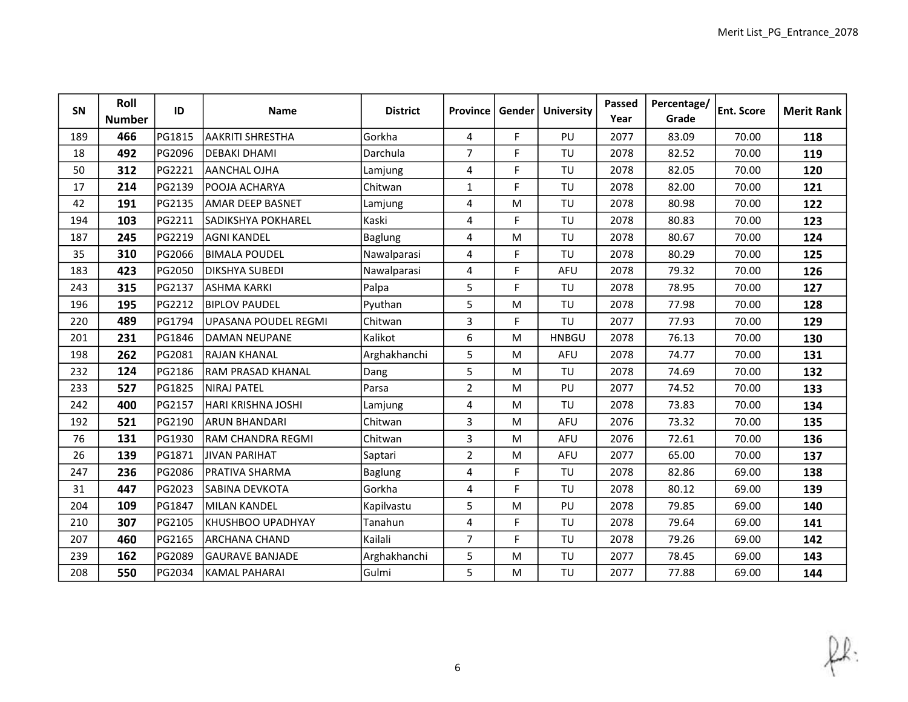| SN | Roll Number | ID | Name | District | Province | Gender | University | Passed Year | Percentage/ Grade | Ent. Score | Merit Rank |
|---|---|---|---|---|---|---|---|---|---|---|---|
| 189 | **466** | PG1815 | AAKRITI SHRESTHA | Gorkha | 4 | F | PU | 2077 | 83.09 | 70.00 | **118** |
| 18 | **492** | PG2096 | DEBAKI DHAMI | Darchula | 7 | F | TU | 2078 | 82.52 | 70.00 | **119** |
| 50 | **312** | PG2221 | AANCHAL OJHA | Lamjung | 4 | F | TU | 2078 | 82.05 | 70.00 | **120** |
| 17 | **214** | PG2139 | POOJA ACHARYA | Chitwan | 1 | F | TU | 2078 | 82.00 | 70.00 | **121** |
| 42 | **191** | PG2135 | AMAR DEEP BASNET | Lamjung | 4 | M | TU | 2078 | 80.98 | 70.00 | **122** |
| 194 | **103** | PG2211 | SADIKSHYA POKHAREL | Kaski | 4 | F | TU | 2078 | 80.83 | 70.00 | **123** |
| 187 | **245** | PG2219 | AGNI KANDEL | Baglung | 4 | M | TU | 2078 | 80.67 | 70.00 | **124** |
| 35 | **310** | PG2066 | BIMALA POUDEL | Nawalparasi | 4 | F | TU | 2078 | 80.29 | 70.00 | **125** |
| 183 | **423** | PG2050 | DIKSHYA SUBEDI | Nawalparasi | 4 | F | AFU | 2078 | 79.32 | 70.00 | **126** |
| 243 | **315** | PG2137 | ASHMA KARKI | Palpa | 5 | F | TU | 2078 | 78.95 | 70.00 | **127** |
| 196 | **195** | PG2212 | BIPLOV PAUDEL | Pyuthan | 5 | M | TU | 2078 | 77.98 | 70.00 | **128** |
| 220 | **489** | PG1794 | UPASANA POUDEL REGMI | Chitwan | 3 | F | TU | 2077 | 77.93 | 70.00 | **129** |
| 201 | **231** | PG1846 | DAMAN NEUPANE | Kalikot | 6 | M | HNBGU | 2078 | 76.13 | 70.00 | **130** |
| 198 | **262** | PG2081 | RAJAN KHANAL | Arghakhanchi | 5 | M | AFU | 2078 | 74.77 | 70.00 | **131** |
| 232 | **124** | PG2186 | RAM PRASAD KHANAL | Dang | 5 | M | TU | 2078 | 74.69 | 70.00 | **132** |
| 233 | **527** | PG1825 | NIRAJ PATEL | Parsa | 2 | M | PU | 2077 | 74.52 | 70.00 | **133** |
| 242 | **400** | PG2157 | HARI KRISHNA JOSHI | Lamjung | 4 | M | TU | 2078 | 73.83 | 70.00 | **134** |
| 192 | **521** | PG2190 | ARUN BHANDARI | Chitwan | 3 | M | AFU | 2076 | 73.32 | 70.00 | **135** |
| 76 | **131** | PG1930 | RAM CHANDRA REGMI | Chitwan | 3 | M | AFU | 2076 | 72.61 | 70.00 | **136** |
| 26 | **139** | PG1871 | JIVAN PARIHAT | Saptari | 2 | M | AFU | 2077 | 65.00 | 70.00 | **137** |
| 247 | **236** | PG2086 | PRATIVA SHARMA | Baglung | 4 | F | TU | 2078 | 82.86 | 69.00 | **138** |
| 31 | **447** | PG2023 | SABINA DEVKOTA | Gorkha | 4 | F | TU | 2078 | 80.12 | 69.00 | **139** |
| 204 | **109** | PG1847 | MILAN KANDEL | Kapilvastu | 5 | M | PU | 2078 | 79.85 | 69.00 | **140** |
| 210 | **307** | PG2105 | KHUSHBOO UPADHYAY | Tanahun | 4 | F | TU | 2078 | 79.64 | 69.00 | **141** |
| 207 | **460** | PG2165 | ARCHANA CHAND | Kailali | 7 | F | TU | 2078 | 79.26 | 69.00 | **142** |
| 239 | **162** | PG2089 | GAURAVE BANJADE | Arghakhanchi | 5 | M | TU | 2077 | 78.45 | 69.00 | **143** |
| 208 | **550** | PG2034 | KAMAL PAHARAI | Gulmi | 5 | M | TU | 2077 | 77.88 | 69.00 | **144** |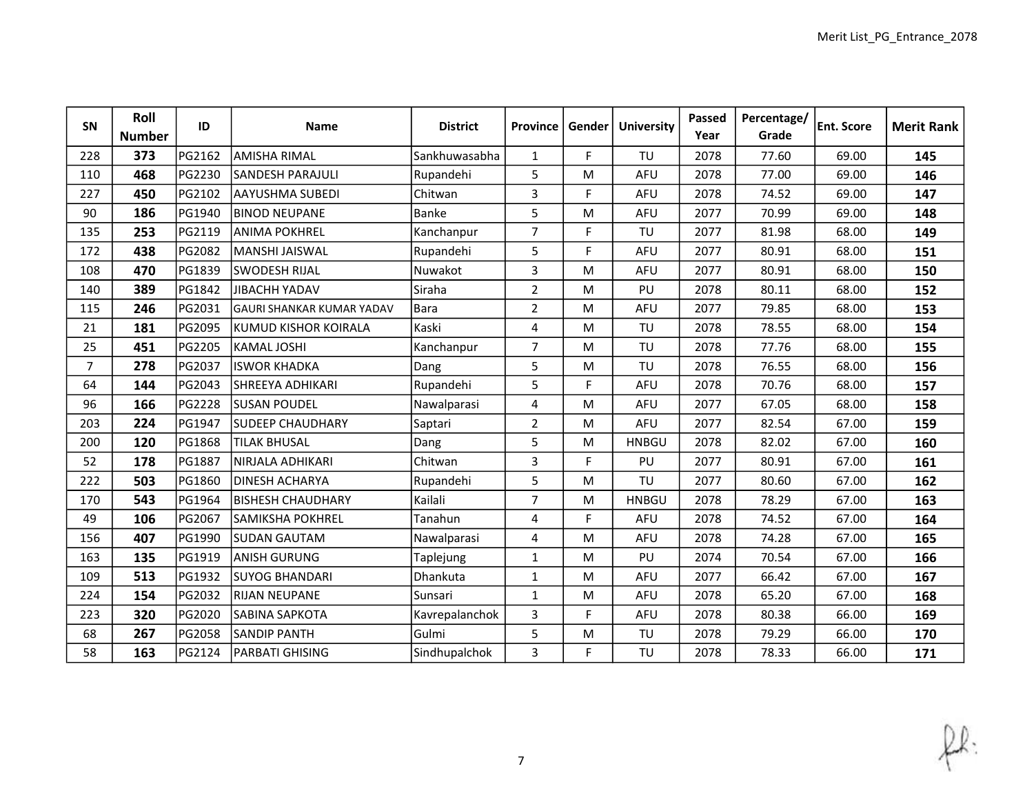| SN | Roll Number | ID | Name | District | Province | Gender | University | Passed Year | Percentage/ Grade | Ent. Score | Merit Rank |
|---|---|---|---|---|---|---|---|---|---|---|---|
| 228 | **373** | PG2162 | AMISHA RIMAL | Sankhuwasabha | 1 | F | TU | 2078 | 77.60 | 69.00 | **145** |
| 110 | **468** | PG2230 | SANDESH PARAJULI | Rupandehi | 5 | M | AFU | 2078 | 77.00 | 69.00 | **146** |
| 227 | **450** | PG2102 | AAYUSHMA SUBEDI | Chitwan | 3 | F | AFU | 2078 | 74.52 | 69.00 | **147** |
| 90 | **186** | PG1940 | BINOD NEUPANE | Banke | 5 | M | AFU | 2077 | 70.99 | 69.00 | **148** |
| 135 | **253** | PG2119 | ANIMA POKHREL | Kanchanpur | 7 | F | TU | 2077 | 81.98 | 68.00 | **149** |
| 172 | **438** | PG2082 | MANSHI JAISWAL | Rupandehi | 5 | F | AFU | 2077 | 80.91 | 68.00 | **151** |
| 108 | **470** | PG1839 | SWODESH RIJAL | Nuwakot | 3 | M | AFU | 2077 | 80.91 | 68.00 | **150** |
| 140 | **389** | PG1842 | JIBACHH YADAV | Siraha | 2 | M | PU | 2078 | 80.11 | 68.00 | **152** |
| 115 | **246** | PG2031 | GAURI SHANKAR KUMAR YADAV | Bara | 2 | M | AFU | 2077 | 79.85 | 68.00 | **153** |
| 21 | **181** | PG2095 | KUMUD KISHOR KOIRALA | Kaski | 4 | M | TU | 2078 | 78.55 | 68.00 | **154** |
| 25 | **451** | PG2205 | KAMAL JOSHI | Kanchanpur | 7 | M | TU | 2078 | 77.76 | 68.00 | **155** |
| 7 | **278** | PG2037 | ISWOR KHADKA | Dang | 5 | M | TU | 2078 | 76.55 | 68.00 | **156** |
| 64 | **144** | PG2043 | SHREEYA ADHIKARI | Rupandehi | 5 | F | AFU | 2078 | 70.76 | 68.00 | **157** |
| 96 | **166** | PG2228 | SUSAN POUDEL | Nawalparasi | 4 | M | AFU | 2077 | 67.05 | 68.00 | **158** |
| 203 | **224** | PG1947 | SUDEEP CHAUDHARY | Saptari | 2 | M | AFU | 2077 | 82.54 | 67.00 | **159** |
| 200 | **120** | PG1868 | TILAK BHUSAL | Dang | 5 | M | HNBGU | 2078 | 82.02 | 67.00 | **160** |
| 52 | **178** | PG1887 | NIRJALA ADHIKARI | Chitwan | 3 | F | PU | 2077 | 80.91 | 67.00 | **161** |
| 222 | **503** | PG1860 | DINESH ACHARYA | Rupandehi | 5 | M | TU | 2077 | 80.60 | 67.00 | **162** |
| 170 | **543** | PG1964 | BISHESH CHAUDHARY | Kailali | 7 | M | HNBGU | 2078 | 78.29 | 67.00 | **163** |
| 49 | **106** | PG2067 | SAMIKSHA POKHREL | Tanahun | 4 | F | AFU | 2078 | 74.52 | 67.00 | **164** |
| 156 | **407** | PG1990 | SUDAN GAUTAM | Nawalparasi | 4 | M | AFU | 2078 | 74.28 | 67.00 | **165** |
| 163 | **135** | PG1919 | ANISH GURUNG | Taplejung | 1 | M | PU | 2074 | 70.54 | 67.00 | **166** |
| 109 | **513** | PG1932 | SUYOG BHANDARI | Dhankuta | 1 | M | AFU | 2077 | 66.42 | 67.00 | **167** |
| 224 | **154** | PG2032 | RIJAN NEUPANE | Sunsari | 1 | M | AFU | 2078 | 65.20 | 67.00 | **168** |
| 223 | **320** | PG2020 | SABINA SAPKOTA | Kavrepalanchok | 3 | F | AFU | 2078 | 80.38 | 66.00 | **169** |
| 68 | **267** | PG2058 | SANDIP PANTH | Gulmi | 5 | M | TU | 2078 | 79.29 | 66.00 | **170** |
| 58 | **163** | PG2124 | PARBATI GHISING | Sindhupalchok | 3 | F | TU | 2078 | 78.33 | 66.00 | **171** |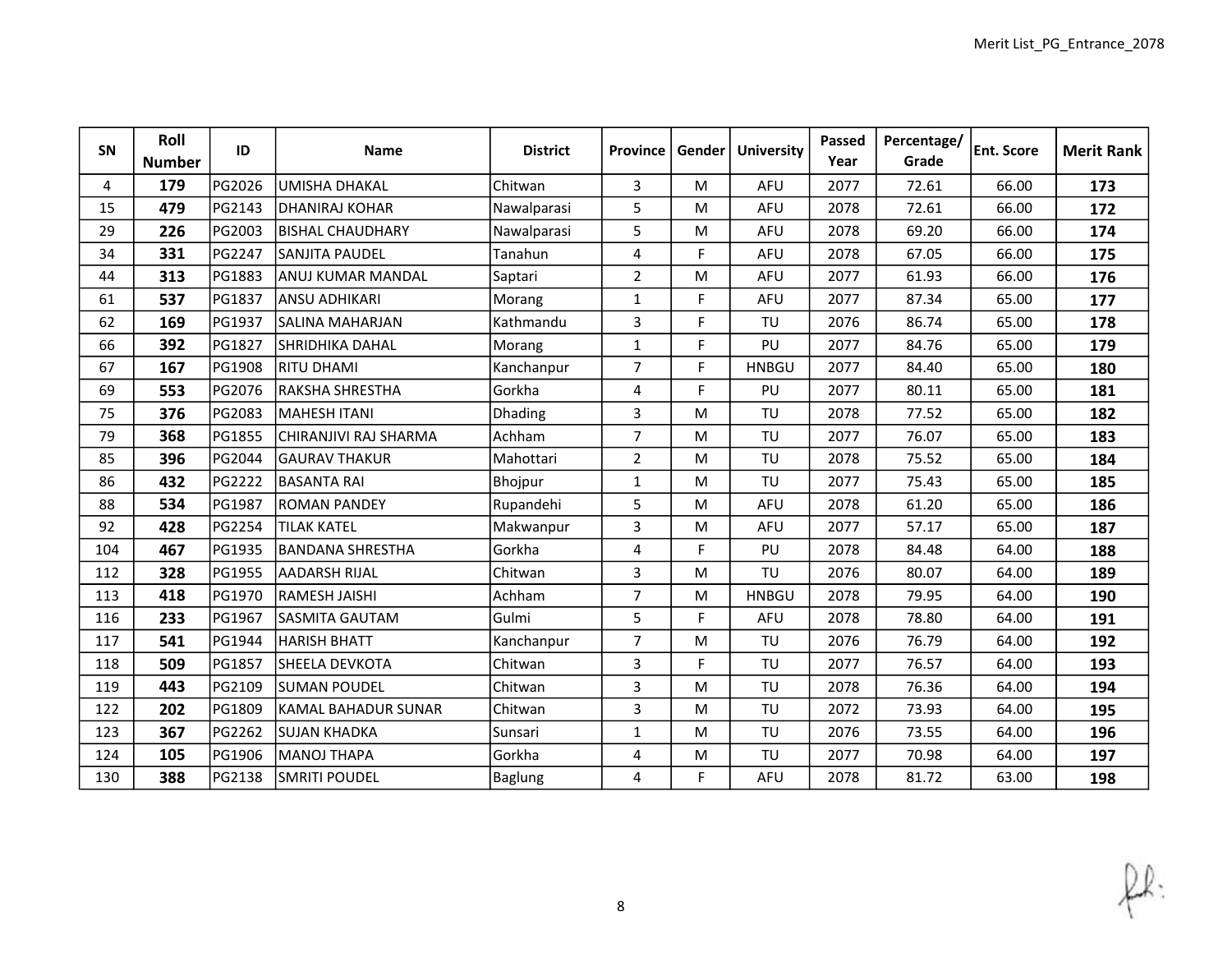| SN | Roll Number | ID | Name | District | Province | Gender | University | Passed Year | Percentage/ Grade | Ent. Score | Merit Rank |
|---|---|---|---|---|---|---|---|---|---|---|---|
| 4 | **179** | PG2026 | UMISHA DHAKAL | Chitwan | 3 | M | AFU | 2077 | 72.61 | 66.00 | **173** |
| 15 | **479** | PG2143 | DHANIRAJ KOHAR | Nawalparasi | 5 | M | AFU | 2078 | 72.61 | 66.00 | **172** |
| 29 | **226** | PG2003 | BISHAL CHAUDHARY | Nawalparasi | 5 | M | AFU | 2078 | 69.20 | 66.00 | **174** |
| 34 | **331** | PG2247 | SANJITA PAUDEL | Tanahun | 4 | F | AFU | 2078 | 67.05 | 66.00 | **175** |
| 44 | **313** | PG1883 | ANUJ KUMAR MANDAL | Saptari | 2 | M | AFU | 2077 | 61.93 | 66.00 | **176** |
| 61 | **537** | PG1837 | ANSU ADHIKARI | Morang | 1 | F | AFU | 2077 | 87.34 | 65.00 | **177** |
| 62 | **169** | PG1937 | SALINA MAHARJAN | Kathmandu | 3 | F | TU | 2076 | 86.74 | 65.00 | **178** |
| 66 | **392** | PG1827 | SHRIDHIKA DAHAL | Morang | 1 | F | PU | 2077 | 84.76 | 65.00 | **179** |
| 67 | **167** | PG1908 | RITU DHAMI | Kanchanpur | 7 | F | HNBGU | 2077 | 84.40 | 65.00 | **180** |
| 69 | **553** | PG2076 | RAKSHA SHRESTHA | Gorkha | 4 | F | PU | 2077 | 80.11 | 65.00 | **181** |
| 75 | **376** | PG2083 | MAHESH ITANI | Dhading | 3 | M | TU | 2078 | 77.52 | 65.00 | **182** |
| 79 | **368** | PG1855 | CHIRANJIVI RAJ SHARMA | Achham | 7 | M | TU | 2077 | 76.07 | 65.00 | **183** |
| 85 | **396** | PG2044 | GAURAV THAKUR | Mahottari | 2 | M | TU | 2078 | 75.52 | 65.00 | **184** |
| 86 | **432** | PG2222 | BASANTA RAI | Bhojpur | 1 | M | TU | 2077 | 75.43 | 65.00 | **185** |
| 88 | **534** | PG1987 | ROMAN PANDEY | Rupandehi | 5 | M | AFU | 2078 | 61.20 | 65.00 | **186** |
| 92 | **428** | PG2254 | TILAK KATEL | Makwanpur | 3 | M | AFU | 2077 | 57.17 | 65.00 | **187** |
| 104 | **467** | PG1935 | BANDANA SHRESTHA | Gorkha | 4 | F | PU | 2078 | 84.48 | 64.00 | **188** |
| 112 | **328** | PG1955 | AADARSH RIJAL | Chitwan | 3 | M | TU | 2076 | 80.07 | 64.00 | **189** |
| 113 | **418** | PG1970 | RAMESH JAISHI | Achham | 7 | M | HNBGU | 2078 | 79.95 | 64.00 | **190** |
| 116 | **233** | PG1967 | SASMITA GAUTAM | Gulmi | 5 | F | AFU | 2078 | 78.80 | 64.00 | **191** |
| 117 | **541** | PG1944 | HARISH BHATT | Kanchanpur | 7 | M | TU | 2076 | 76.79 | 64.00 | **192** |
| 118 | **509** | PG1857 | SHEELA DEVKOTA | Chitwan | 3 | F | TU | 2077 | 76.57 | 64.00 | **193** |
| 119 | **443** | PG2109 | SUMAN POUDEL | Chitwan | 3 | M | TU | 2078 | 76.36 | 64.00 | **194** |
| 122 | **202** | PG1809 | KAMAL BAHADUR SUNAR | Chitwan | 3 | M | TU | 2072 | 73.93 | 64.00 | **195** |
| 123 | **367** | PG2262 | SUJAN KHADKA | Sunsari | 1 | M | TU | 2076 | 73.55 | 64.00 | **196** |
| 124 | **105** | PG1906 | MANOJ THAPA | Gorkha | 4 | M | TU | 2077 | 70.98 | 64.00 | **197** |
| 130 | **388** | PG2138 | SMRITI POUDEL | Baglung | 4 | F | AFU | 2078 | 81.72 | 63.00 | **198** |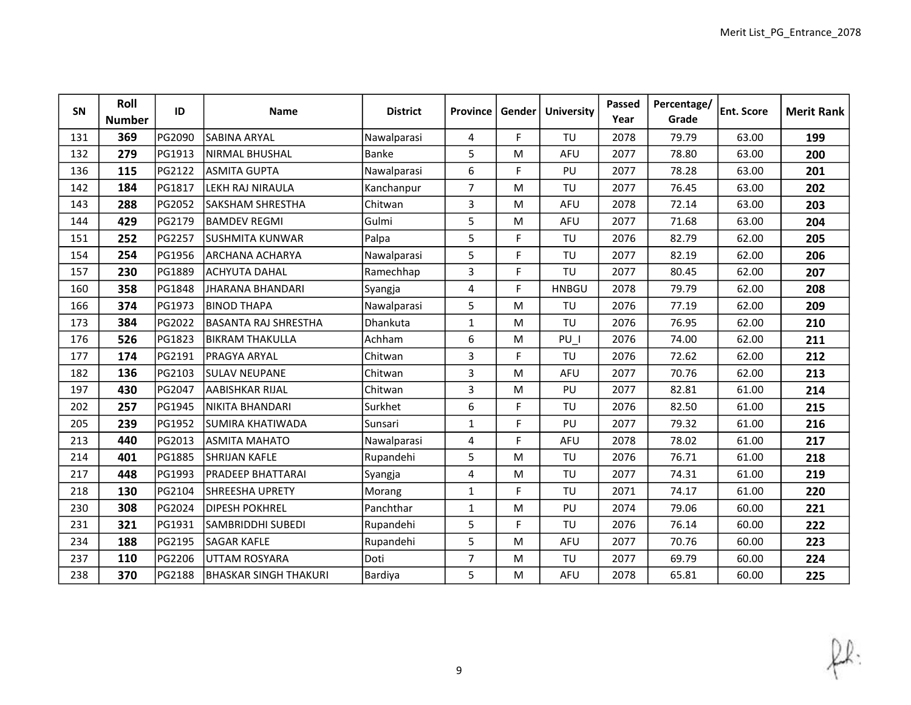| SN | Roll Number | ID | Name | District | Province | Gender | University | Passed Year | Percentage/ Grade | Ent. Score | Merit Rank |
|---|---|---|---|---|---|---|---|---|---|---|---|
| 131 | **369** | PG2090 | SABINA ARYAL | Nawalparasi | 4 | F | TU | 2078 | 79.79 | 63.00 | **199** |
| 132 | **279** | PG1913 | NIRMAL BHUSHAL | Banke | 5 | M | AFU | 2077 | 78.80 | 63.00 | **200** |
| 136 | **115** | PG2122 | ASMITA GUPTA | Nawalparasi | 6 | F | PU | 2077 | 78.28 | 63.00 | **201** |
| 142 | **184** | PG1817 | LEKH RAJ NIRAULA | Kanchanpur | 7 | M | TU | 2077 | 76.45 | 63.00 | **202** |
| 143 | **288** | PG2052 | SAKSHAM SHRESTHA | Chitwan | 3 | M | AFU | 2078 | 72.14 | 63.00 | **203** |
| 144 | **429** | PG2179 | BAMDEV REGMI | Gulmi | 5 | M | AFU | 2077 | 71.68 | 63.00 | **204** |
| 151 | **252** | PG2257 | SUSHMITA KUNWAR | Palpa | 5 | F | TU | 2076 | 82.79 | 62.00 | **205** |
| 154 | **254** | PG1956 | ARCHANA ACHARYA | Nawalparasi | 5 | F | TU | 2077 | 82.19 | 62.00 | **206** |
| 157 | **230** | PG1889 | ACHYUTA DAHAL | Ramechhap | 3 | F | TU | 2077 | 80.45 | 62.00 | **207** |
| 160 | **358** | PG1848 | JHARANA BHANDARI | Syangja | 4 | F | HNBGU | 2078 | 79.79 | 62.00 | **208** |
| 166 | **374** | PG1973 | BINOD THAPA | Nawalparasi | 5 | M | TU | 2076 | 77.19 | 62.00 | **209** |
| 173 | **384** | PG2022 | BASANTA RAJ SHRESTHA | Dhankuta | 1 | M | TU | 2076 | 76.95 | 62.00 | **210** |
| 176 | **526** | PG1823 | BIKRAM THAKULLA | Achham | 6 | M | PU_I | 2076 | 74.00 | 62.00 | **211** |
| 177 | **174** | PG2191 | PRAGYA ARYAL | Chitwan | 3 | F | TU | 2076 | 72.62 | 62.00 | **212** |
| 182 | **136** | PG2103 | SULAV NEUPANE | Chitwan | 3 | M | AFU | 2077 | 70.76 | 62.00 | **213** |
| 197 | **430** | PG2047 | AABISHKAR RIJAL | Chitwan | 3 | M | PU | 2077 | 82.81 | 61.00 | **214** |
| 202 | **257** | PG1945 | NIKITA BHANDARI | Surkhet | 6 | F | TU | 2076 | 82.50 | 61.00 | **215** |
| 205 | **239** | PG1952 | SUMIRA KHATIWADA | Sunsari | 1 | F | PU | 2077 | 79.32 | 61.00 | **216** |
| 213 | **440** | PG2013 | ASMITA MAHATO | Nawalparasi | 4 | F | AFU | 2078 | 78.02 | 61.00 | **217** |
| 214 | **401** | PG1885 | SHRIJAN KAFLE | Rupandehi | 5 | M | TU | 2076 | 76.71 | 61.00 | **218** |
| 217 | **448** | PG1993 | PRADEEP BHATTARAI | Syangja | 4 | M | TU | 2077 | 74.31 | 61.00 | **219** |
| 218 | **130** | PG2104 | SHREESHA UPRETY | Morang | 1 | F | TU | 2071 | 74.17 | 61.00 | **220** |
| 230 | **308** | PG2024 | DIPESH POKHREL | Panchthar | 1 | M | PU | 2074 | 79.06 | 60.00 | **221** |
| 231 | **321** | PG1931 | SAMBRIDDHI SUBEDI | Rupandehi | 5 | F | TU | 2076 | 76.14 | 60.00 | **222** |
| 234 | **188** | PG2195 | SAGAR KAFLE | Rupandehi | 5 | M | AFU | 2077 | 70.76 | 60.00 | **223** |
| 237 | **110** | PG2206 | UTTAM ROSYARA | Doti | 7 | M | TU | 2077 | 69.79 | 60.00 | **224** |
| 238 | **370** | PG2188 | BHASKAR SINGH THAKURI | Bardiya | 5 | M | AFU | 2078 | 65.81 | 60.00 | **225** |